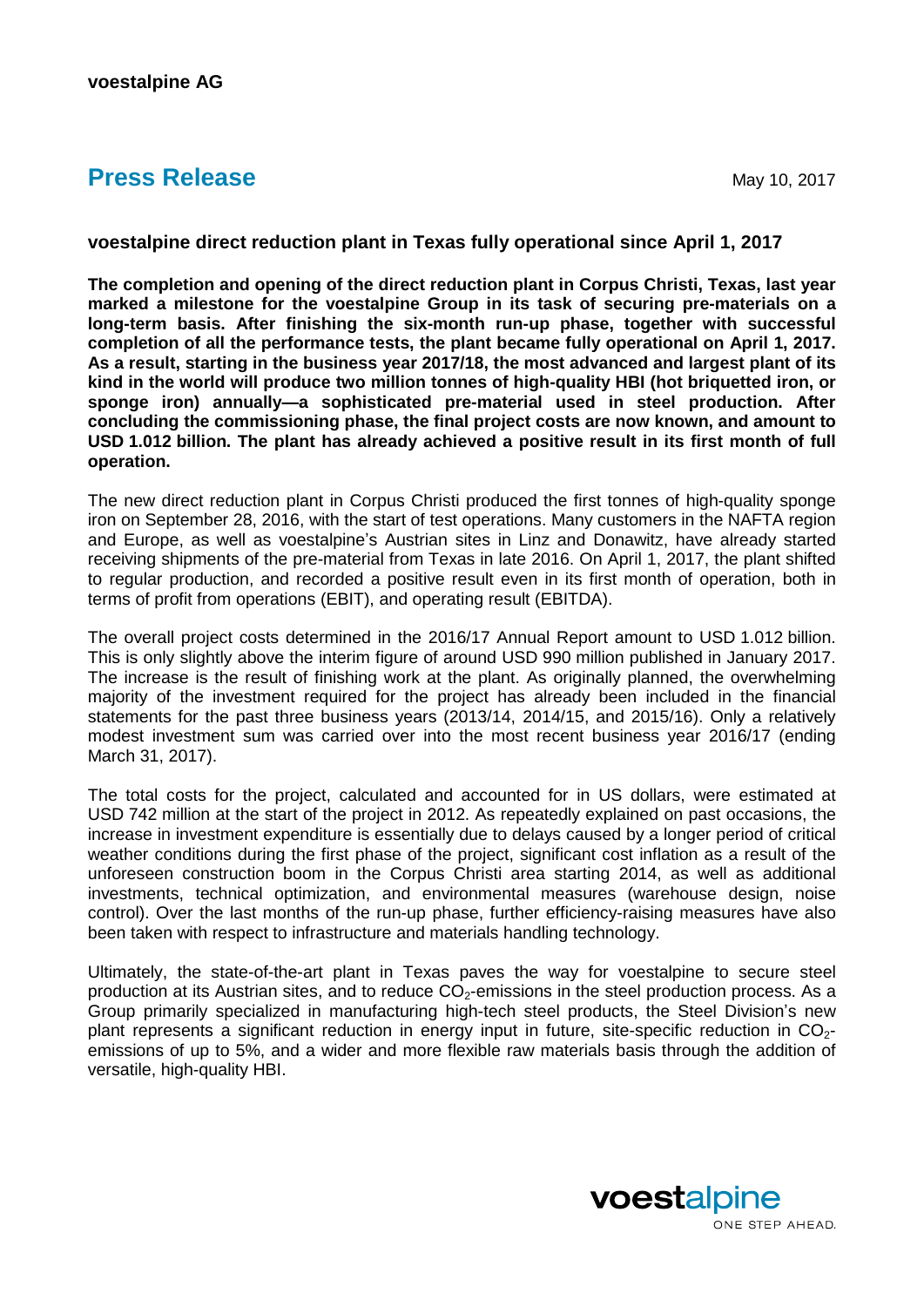**voestalpine AG**

# Press Release

May 10, 2017

**voestalpine direct reduction plant in Texas fully operational since April 1, 2017**

**The completion and opening of the direct reduction plant in Corpus Christi, Texas, last year marked a milestone for the voestalpine Group in its task of securing pre-materials on a long-term basis. After finishing the six-month run-up phase, together with successful completion of all the performance tests, the plant became fully operational on April 1, 2017. As a result, starting in the business year 2017/18, the most advanced and largest plant of its kind in the world will produce two million tonnes of high-quality HBI (hot briquetted iron, or sponge iron) annually—a sophisticated pre-material used in steel production. After concluding the commissioning phase, the final project costs are now known, and amount to USD 1.012 billion. The plant has already achieved a positive result in its first month of full operation.**

The new direct reduction plant in Corpus Christi produced the first tonnes of high-quality sponge iron on September 28, 2016, with the start of test operations. Many customers in the NAFTA region and Europe, as well as voestalpine's Austrian sites in Linz and Donawitz, have already started receiving shipments of the pre-material from Texas in late 2016. On April 1, 2017, the plant shifted to regular production, and recorded a positive result even in its first month of operation, both in terms of profit from operations (EBIT), and operating result (EBITDA).

The overall project costs determined in the 2016/17 Annual Report amount to USD 1.012 billion. This is only slightly above the interim figure of around USD 990 million published in January 2017. The increase is the result of finishing work at the plant. As originally planned, the overwhelming majority of the investment required for the project has already been included in the financial statements for the past three business years (2013/14, 2014/15, and 2015/16). Only a relatively modest investment sum was carried over into the most recent business year 2016/17 (ending March 31, 2017).

The total costs for the project, calculated and accounted for in US dollars, were estimated at USD 742 million at the start of the project in 2012. As repeatedly explained on past occasions, the increase in investment expenditure is essentially due to delays caused by a longer period of critical weather conditions during the first phase of the project, significant cost inflation as a result of the unforeseen construction boom in the Corpus Christi area starting 2014, as well as additional investments, technical optimization, and environmental measures (warehouse design, noise control). Over the last months of the run-up phase, further efficiency-raising measures have also been taken with respect to infrastructure and materials handling technology.

Ultimately, the state-of-the-art plant in Texas paves the way for voestalpine to secure steel production at its Austrian sites, and to reduce $CO_2$-emissions in the steel production process. As a Group primarily specialized in manufacturing high-tech steel products, the Steel Division's new plant represents a significant reduction in energy input in future, site-specific reduction in $CO_2$-emissions of up to 5%, and a wider and more flexible raw materials basis through the addition of versatile, high-quality HBI.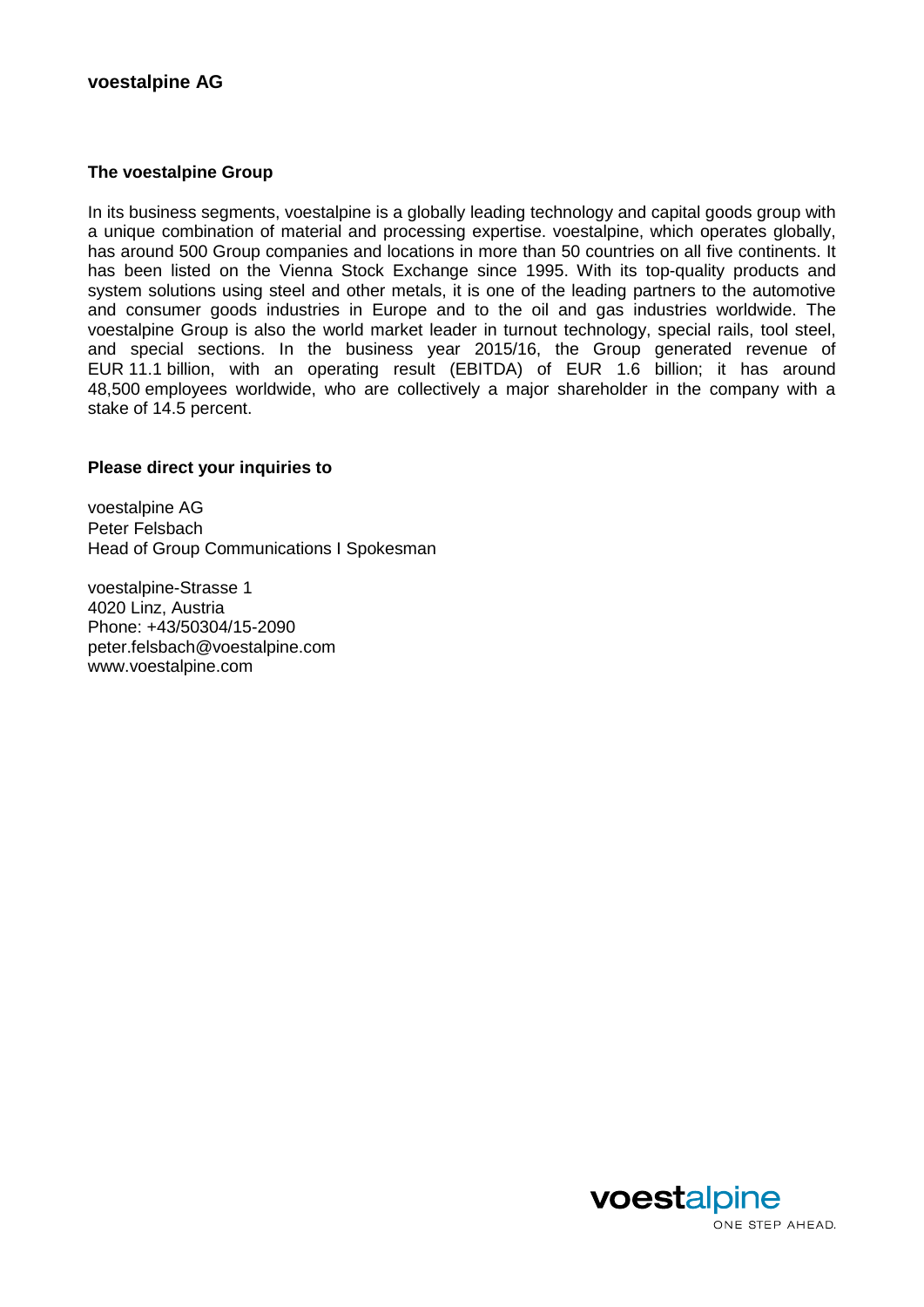**voestalpine AG**

**The voestalpine Group**

In its business segments, voestalpine is a globally leading technology and capital goods group with a unique combination of material and processing expertise. voestalpine, which operates globally, has around 500 Group companies and locations in more than 50 countries on all five continents. It has been listed on the Vienna Stock Exchange since 1995. With its top-quality products and system solutions using steel and other metals, it is one of the leading partners to the automotive and consumer goods industries in Europe and to the oil and gas industries worldwide. The voestalpine Group is also the world market leader in turnout technology, special rails, tool steel, and special sections. In the business year 2015/16, the Group generated revenue of EUR 11.1 billion, with an operating result (EBITDA) of EUR 1.6 billion; it has around 48,500 employees worldwide, who are collectively a major shareholder in the company with a stake of 14.5 percent.

**Please direct your inquiries to**

voestalpine AG
Peter Felsbach
Head of Group Communications I Spokesman

voestalpine-Strasse 1
4020 Linz, Austria
Phone: +43/50304/15-2090
peter.felsbach@voestalpine.com
www.voestalpine.com

voestalpine
ONE STEP AHEAD.